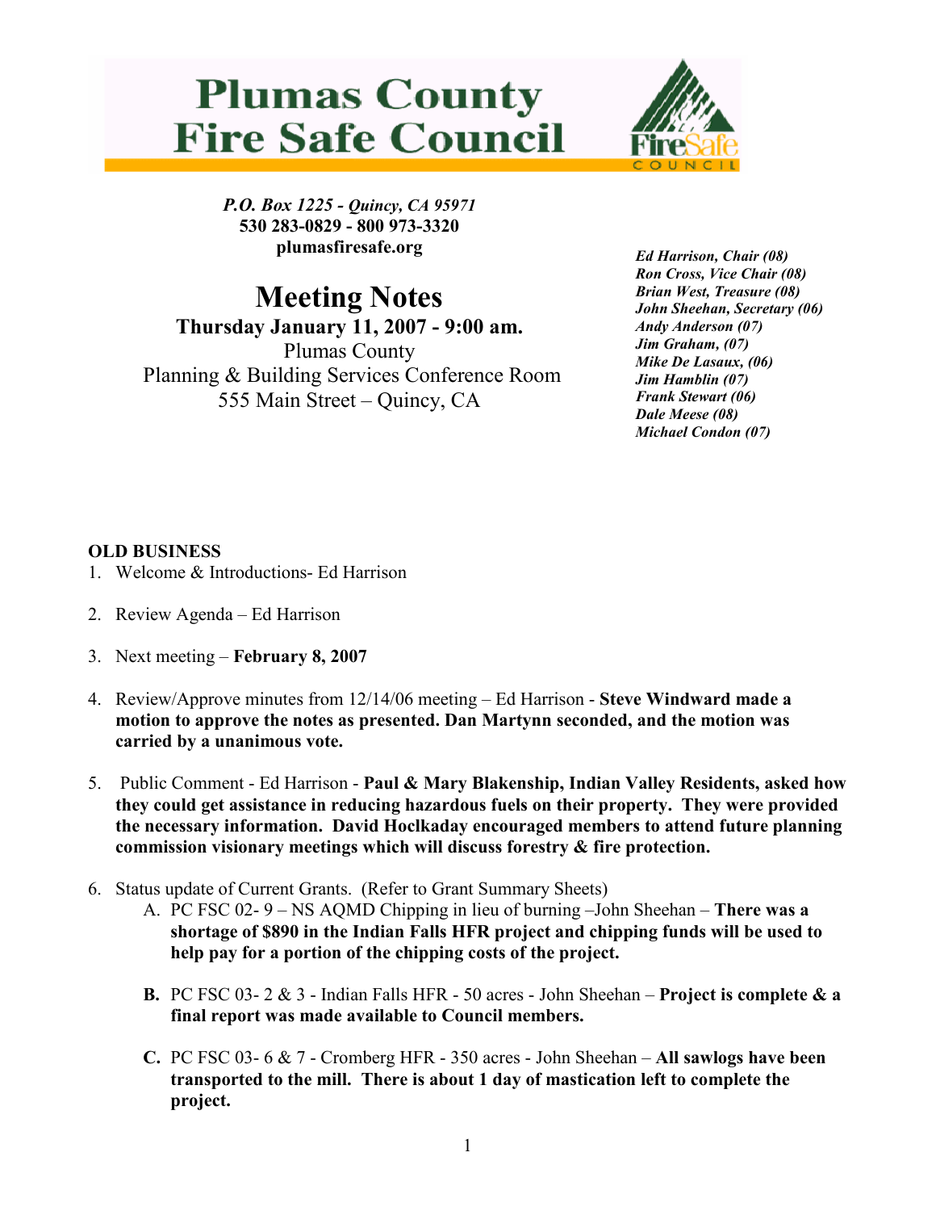# Plumas County Fire Safe Council

*P.O. Box 1225 - Quincy, CA 95971*
**530 283-0829 - 800 973-3320**
**plumasfiresafe.org**

# Meeting Notes

**Thursday January 11, 2007 - 9:00 am.**
Plumas County
Planning & Building Services Conference Room
555 Main Street – Quincy, CA

***Ed Harrison, Chair (08)***
***Ron Cross, Vice Chair (08)***
***Brian West, Treasure (08)***
***John Sheehan, Secretary (06)***
***Andy Anderson (07)***
***Jim Graham, (07)***
***Mike De Lasaux, (06)***
***Jim Hamblin (07)***
***Frank Stewart (06)***
***Dale Meese (08)***
***Michael Condon (07)***

**OLD BUSINESS**

1. Welcome & Introductions- Ed Harrison
2. Review Agenda – Ed Harrison
3. Next meeting – **February 8, 2007**
4. Review/Approve minutes from 12/14/06 meeting – Ed Harrison - **Steve Windward made a motion to approve the notes as presented. Dan Martynn seconded, and the motion was carried by a unanimous vote.**
5. Public Comment - Ed Harrison - **Paul & Mary Blakenship, Indian Valley Residents, asked how they could get assistance in reducing hazardous fuels on their property. They were provided the necessary information. David Hoclkaday encouraged members to attend future planning commission visionary meetings which will discuss forestry & fire protection.**
6. Status update of Current Grants. (Refer to Grant Summary Sheets)
   A. PC FSC 02- 9 – NS AQMD Chipping in lieu of burning –John Sheehan – **There was a shortage of $890 in the Indian Falls HFR project and chipping funds will be used to help pay for a portion of the chipping costs of the project.**

   **B.** PC FSC 03- 2 & 3 - Indian Falls HFR - 50 acres - John Sheehan – **Project is complete & a final report was made available to Council members.**

   **C.** PC FSC 03- 6 & 7 - Cromberg HFR - 350 acres - John Sheehan – **All sawlogs have been transported to the mill. There is about 1 day of mastication left to complete the project.**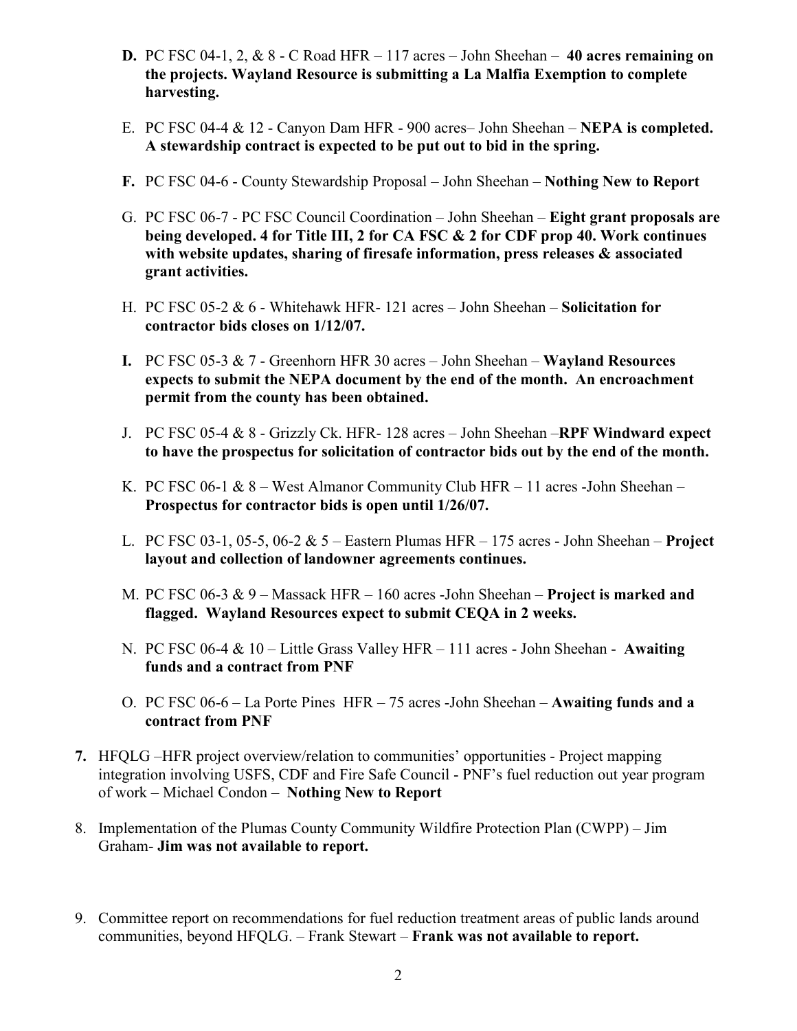**D.** PC FSC 04-1, 2, & 8 - C Road HFR – 117 acres – John Sheehan – **40 acres remaining on the projects. Wayland Resource is submitting a La Malfia Exemption to complete harvesting.**

E. PC FSC 04-4 & 12 - Canyon Dam HFR - 900 acres– John Sheehan – **NEPA is completed. A stewardship contract is expected to be put out to bid in the spring.**

**F.** PC FSC 04-6 - County Stewardship Proposal – John Sheehan – **Nothing New to Report**

G. PC FSC 06-7 - PC FSC Council Coordination – John Sheehan – **Eight grant proposals are being developed. 4 for Title III, 2 for CA FSC & 2 for CDF prop 40. Work continues with website updates, sharing of firesafe information, press releases & associated grant activities.**

H. PC FSC 05-2 & 6 - Whitehawk HFR- 121 acres – John Sheehan – **Solicitation for contractor bids closes on 1/12/07.**

**I.** PC FSC 05-3 & 7 - Greenhorn HFR 30 acres – John Sheehan – **Wayland Resources expects to submit the NEPA document by the end of the month. An encroachment permit from the county has been obtained.**

J. PC FSC 05-4 & 8 - Grizzly Ck. HFR- 128 acres – John Sheehan –**RPF Windward expect to have the prospectus for solicitation of contractor bids out by the end of the month.**

K. PC FSC 06-1 & 8 – West Almanor Community Club HFR – 11 acres -John Sheehan – **Prospectus for contractor bids is open until 1/26/07.**

L. PC FSC 03-1, 05-5, 06-2 & 5 – Eastern Plumas HFR – 175 acres - John Sheehan – **Project layout and collection of landowner agreements continues.**

M. PC FSC 06-3 & 9 – Massack HFR – 160 acres -John Sheehan – **Project is marked and flagged. Wayland Resources expect to submit CEQA in 2 weeks.**

N. PC FSC 06-4 & 10 – Little Grass Valley HFR – 111 acres - John Sheehan - **Awaiting funds and a contract from PNF**

O. PC FSC 06-6 – La Porte Pines HFR – 75 acres -John Sheehan – **Awaiting funds and a contract from PNF**

**7.** HFQLG –HFR project overview/relation to communities' opportunities - Project mapping integration involving USFS, CDF and Fire Safe Council - PNF's fuel reduction out year program of work – Michael Condon – **Nothing New to Report**

8. Implementation of the Plumas County Community Wildfire Protection Plan (CWPP) – Jim Graham- **Jim was not available to report.**

9. Committee report on recommendations for fuel reduction treatment areas of public lands around communities, beyond HFQLG. – Frank Stewart – **Frank was not available to report.**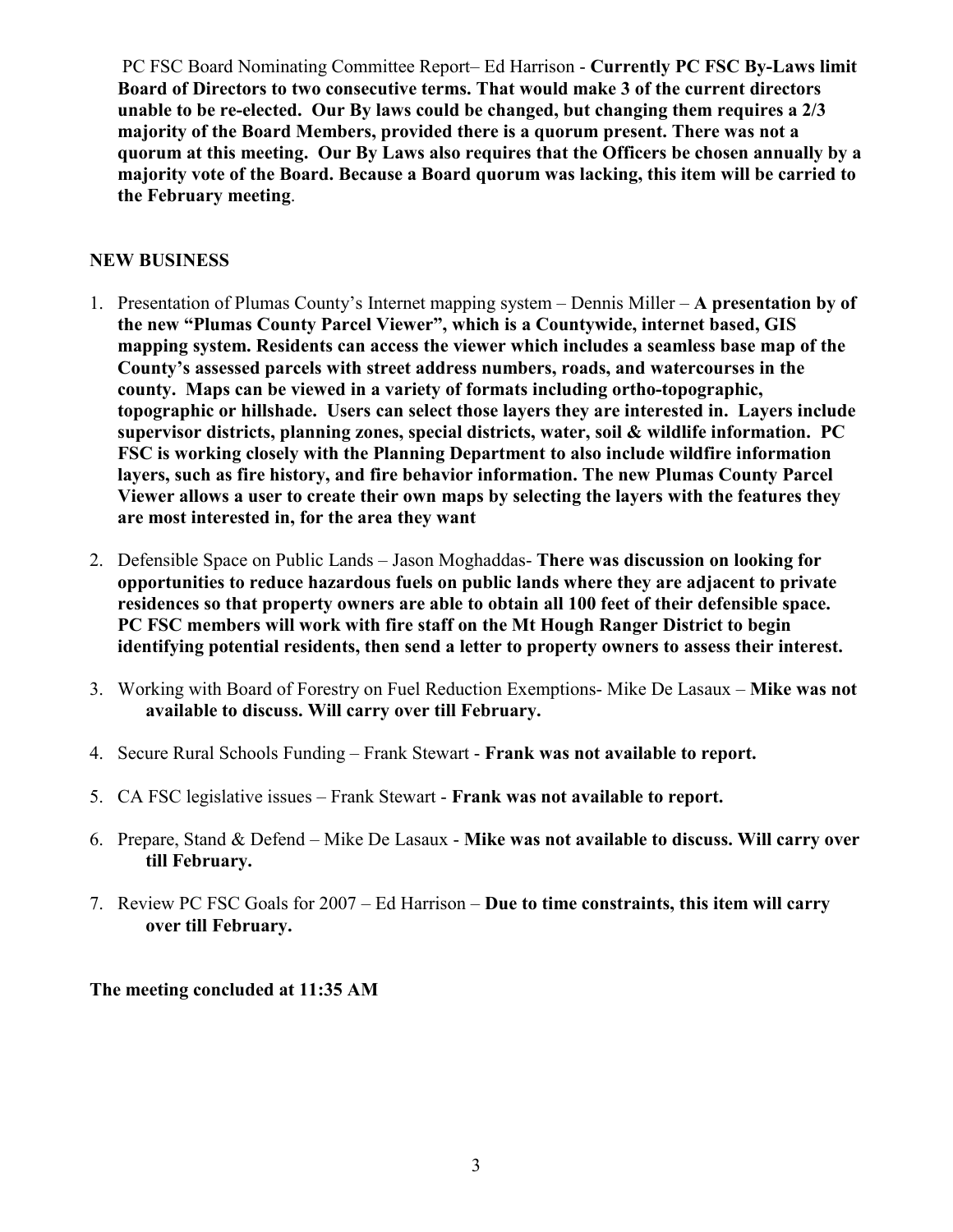PC FSC Board Nominating Committee Report– Ed Harrison - **Currently PC FSC By-Laws limit Board of Directors to two consecutive terms. That would make 3 of the current directors unable to be re-elected. Our By laws could be changed, but changing them requires a 2/3 majority of the Board Members, provided there is a quorum present. There was not a quorum at this meeting. Our By Laws also requires that the Officers be chosen annually by a majority vote of the Board. Because a Board quorum was lacking, this item will be carried to the February meeting**.

**NEW BUSINESS**

1. Presentation of Plumas County's Internet mapping system – Dennis Miller – **A presentation by of the new "Plumas County Parcel Viewer", which is a Countywide, internet based, GIS mapping system. Residents can access the viewer which includes a seamless base map of the County's assessed parcels with street address numbers, roads, and watercourses in the county. Maps can be viewed in a variety of formats including ortho-topographic, topographic or hillshade. Users can select those layers they are interested in. Layers include supervisor districts, planning zones, special districts, water, soil & wildlife information. PC FSC is working closely with the Planning Department to also include wildfire information layers, such as fire history, and fire behavior information. The new Plumas County Parcel Viewer allows a user to create their own maps by selecting the layers with the features they are most interested in, for the area they want**

2. Defensible Space on Public Lands – Jason Moghaddas- **There was discussion on looking for opportunities to reduce hazardous fuels on public lands where they are adjacent to private residences so that property owners are able to obtain all 100 feet of their defensible space. PC FSC members will work with fire staff on the Mt Hough Ranger District to begin identifying potential residents, then send a letter to property owners to assess their interest.**

3. Working with Board of Forestry on Fuel Reduction Exemptions- Mike De Lasaux – **Mike was not available to discuss. Will carry over till February.**

4. Secure Rural Schools Funding – Frank Stewart - **Frank was not available to report.**

5. CA FSC legislative issues – Frank Stewart - **Frank was not available to report.**

6. Prepare, Stand & Defend – Mike De Lasaux - **Mike was not available to discuss. Will carry over till February.**

7. Review PC FSC Goals for 2007 – Ed Harrison – **Due to time constraints, this item will carry over till February.**

**The meeting concluded at 11:35 AM**